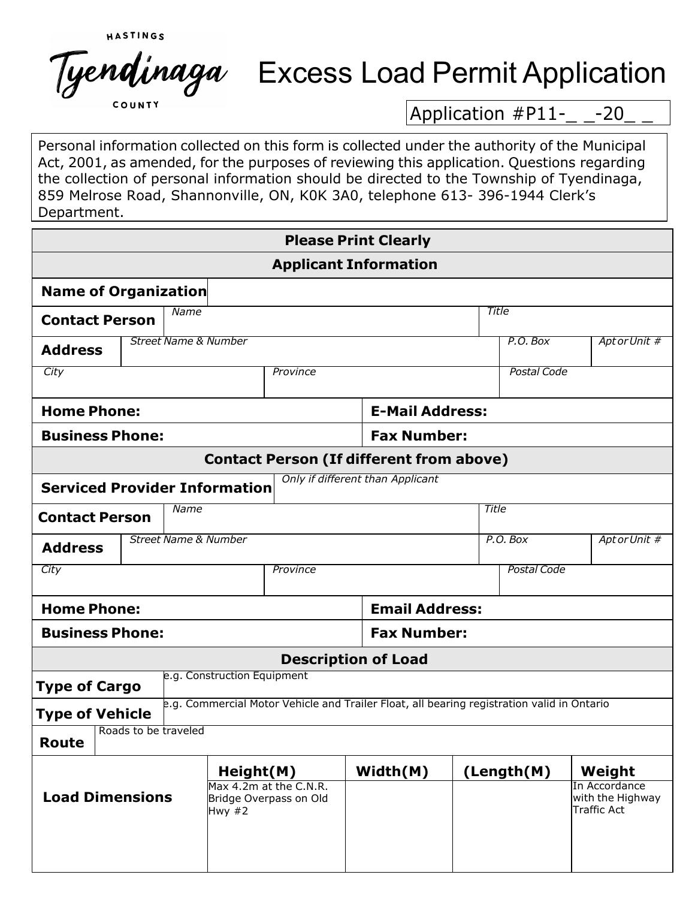HASTINGS

Tyendinaga

COUNTY

# Excess Load Permit Application

Application #P11-_ _-20_ _

Personal information collected on this form is collected under the authority of the Municipal Act, 2001, as amended, for the purposes of reviewing this application. Questions regarding the collection of personal information should be directed to the Township of Tyendinaga, 859 Melrose Road, Shannonville, ON, K0K 3A0, telephone 613- 396-1944 Clerk's Department.

| **Please Print Clearly** | | | | | |
|---|---|---|---|---|---|
| **Applicant Information** | | | | | |
| **Name of Organization** | | | | | |
| **Contact Person** | *Name* | | *Title* | | |
| **Address** | *Street Name & Number* | | *P.O. Box* | | *Apt or Unit #* |
| *City* | *Province* | | *Postal Code* | | |
| **Home Phone:** | | **E-Mail Address:** | | | |
| **Business Phone:** | | **Fax Number:** | | | |
| **Contact Person (If different from above)** | | | | | |
| **Serviced Provider Information** | *Only if different than Applicant* | | | | |
| **Contact Person** | *Name* | | *Title* | | |
| **Address** | *Street Name & Number* | | *P.O. Box* | | *Apt or Unit #* |
| *City* | *Province* | | *Postal Code* | | |
| **Home Phone:** | | **Email Address:** | | | |
| **Business Phone:** | | **Fax Number:** | | | |
| **Description of Load** | | | | | |
| **Type of Cargo** | e.g. Construction Equipment | | | | |
| **Type of Vehicle** | e.g. Commercial Motor Vehicle and Trailer Float, all bearing registration valid in Ontario | | | | |
| **Route** | Roads to be traveled | | | | |
| **Load Dimensions** | **Height(M)** | **Width(M)** | **(Length(M)** | **Weight** | |
| | Max 4.2m at the C.N.R. Bridge Overpass on Old Hwy #2 | | | In Accordance with the Highway Traffic Act | |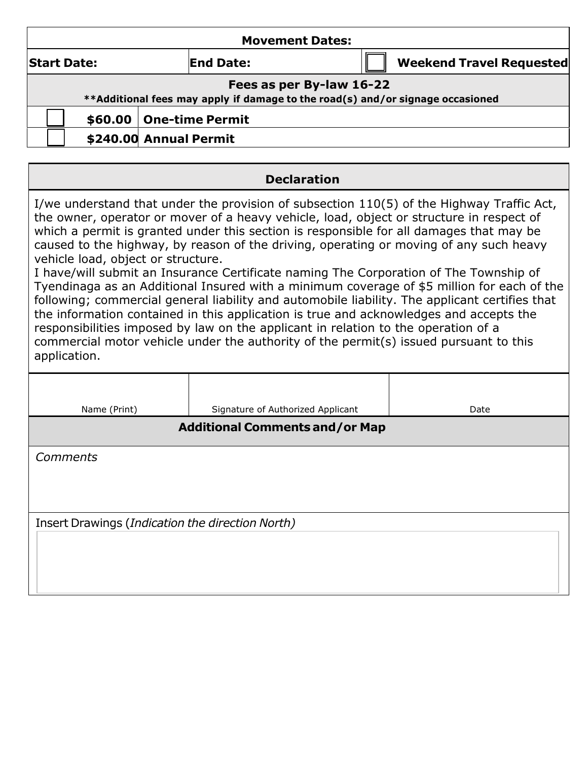| Movement Dates: | | |
|---|---|---|
| **Start Date:** | **End Date:** | ☐ **Weekend Travel Requested** |

**Fees as per By-law 16-22**

****Additional fees may apply if damage to the road(s) and/or signage occasioned**

| | | |
|---|---|---|
| ☐ | **$60.00** | **One-time Permit** |
| ☐ | **$240.00** | **Annual Permit** |

## Declaration

I/we understand that under the provision of subsection 110(5) of the Highway Traffic Act, the owner, operator or mover of a heavy vehicle, load, object or structure in respect of which a permit is granted under this section is responsible for all damages that may be caused to the highway, by reason of the driving, operating or moving of any such heavy vehicle load, object or structure.

I have/will submit an Insurance Certificate naming The Corporation of The Township of Tyendinaga as an Additional Insured with a minimum coverage of $5 million for each of the following; commercial general liability and automobile liability. The applicant certifies that the information contained in this application is true and acknowledges and accepts the responsibilities imposed by law on the applicant in relation to the operation of a commercial motor vehicle under the authority of the permit(s) issued pursuant to this application.

| | | |
|---|---|---|
| Name (Print) | Signature of Authorized Applicant | Date |

## Additional Comments and/or Map

*Comments*

Insert Drawings (*Indication the direction North)*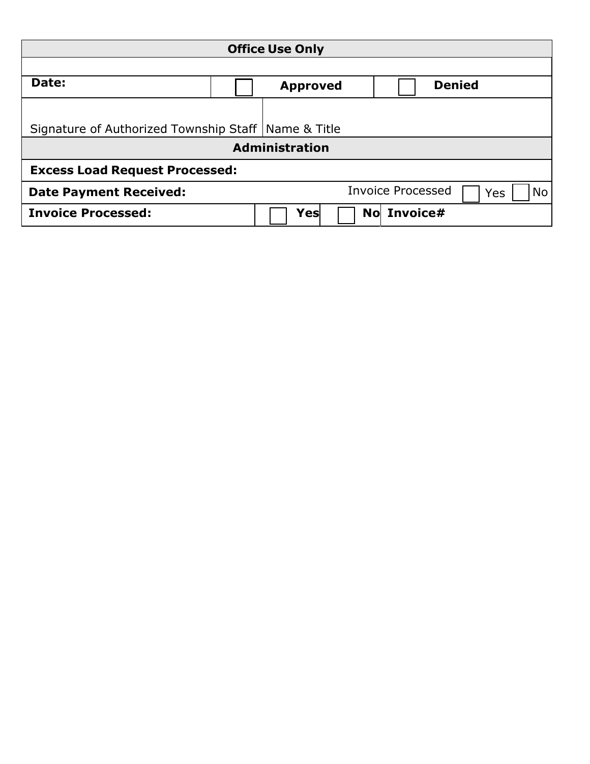| Office Use Only | | | | |
|---|---|---|---|---|
| | | | | |
| **Date:** | ☐ **Approved** | | ☐ **Denied** | |
| Signature of Authorized Township Staff | | Name & Title | | |
| **Administration** | | | | |
| **Excess Load Request Processed:** | | | | |
| **Date Payment Received:** | | | Invoice Processed ☐ Yes ☐ No | |
| **Invoice Processed:** | ☐ **Yes** | ☐ **No** | **Invoice#** | |